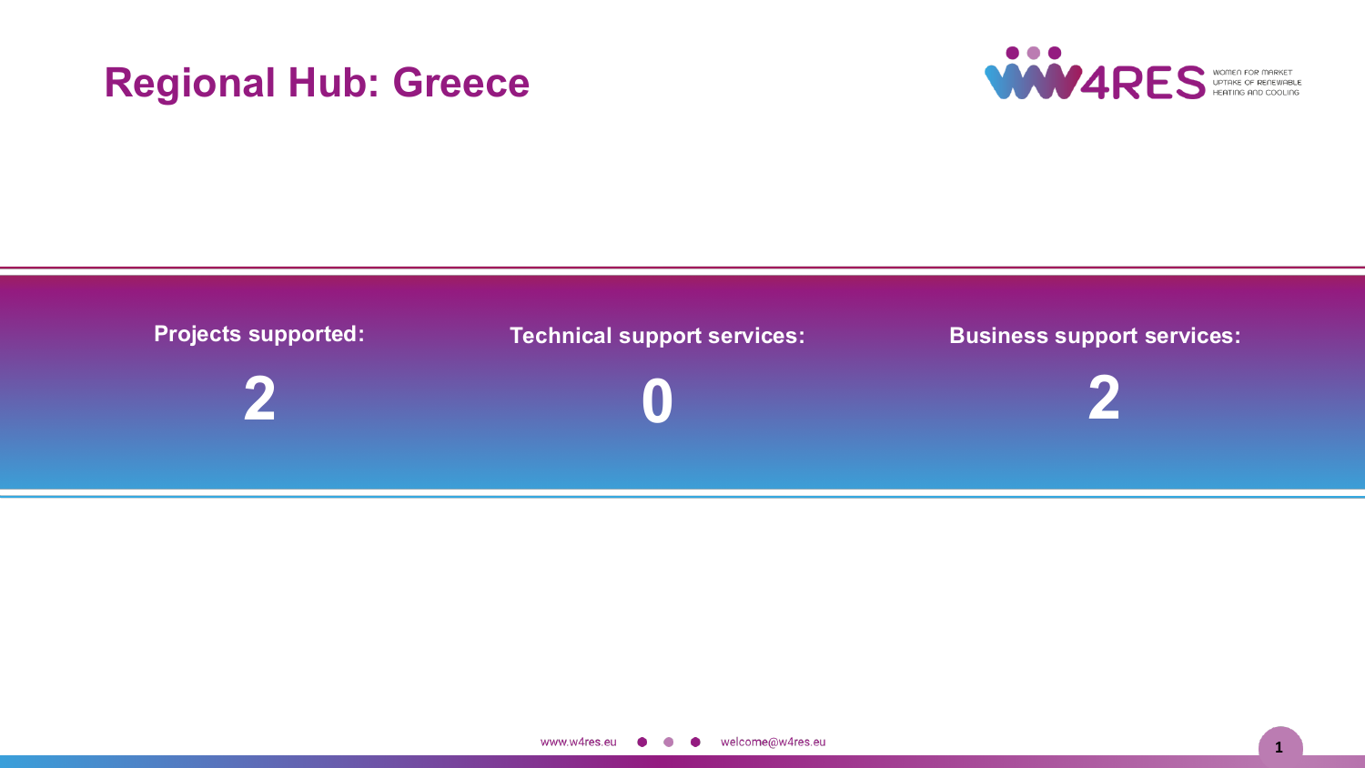# Regional Hub: Greece

| Projects supported: | Technical support services: | Business support services: |
| --- | --- | --- |
| 2 | 0 | 2 |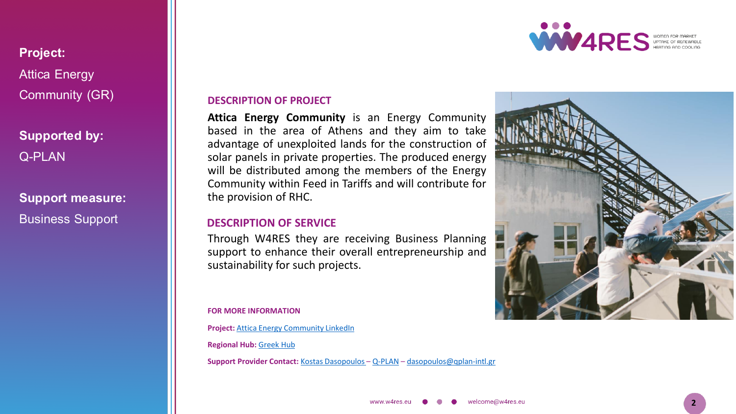**Project:**
Attica Energy Community (GR)

**Supported by:**
Q-PLAN

**Support measure:**
Business Support

## DESCRIPTION OF PROJECT

**Attica Energy Community** is an Energy Community based in the area of Athens and they aim to take advantage of unexploited lands for the construction of solar panels in private properties. The produced energy will be distributed among the members of the Energy Community within Feed in Tariffs and will contribute for the provision of RHC.

## DESCRIPTION OF SERVICE

Through W4RES they are receiving Business Planning support to enhance their overall entrepreneurship and sustainability for such projects.

**FOR MORE INFORMATION**

**Project:** Attica Energy Community LinkedIn

**Regional Hub:** Greek Hub

**Support Provider Contact:** Kostas Dasopoulos – Q-PLAN – dasopoulos@qplan-intl.gr

www.w4res.eu welcome@w4res.eu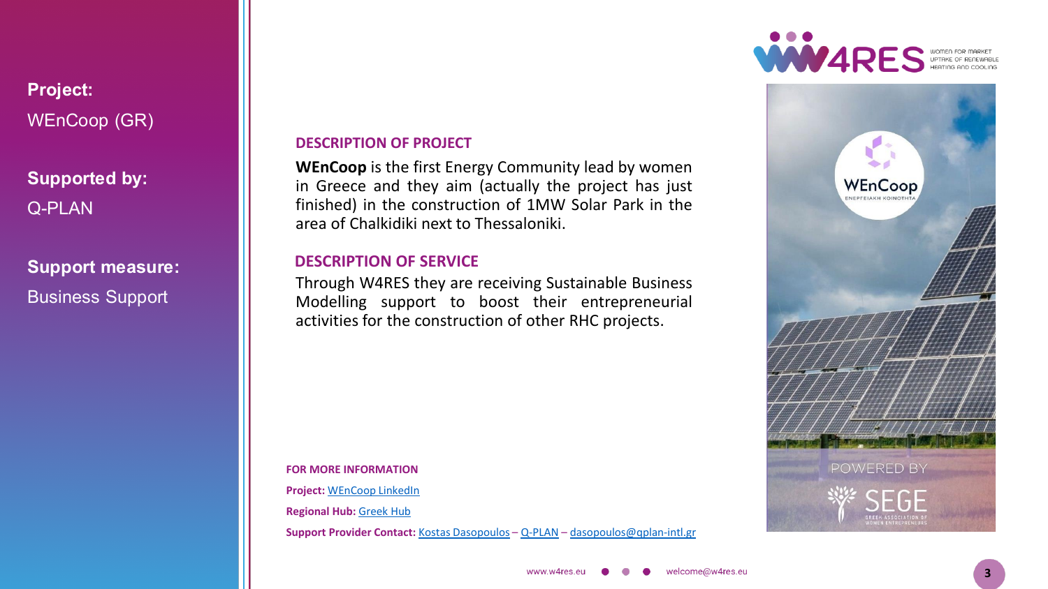**Project:**
WEnCoop (GR)

**Supported by:**
Q-PLAN

**Support measure:**
Business Support

## DESCRIPTION OF PROJECT

**WEnCoop** is the first Energy Community lead by women in Greece and they aim (actually the project has just finished) in the construction of 1MW Solar Park in the area of Chalkidiki next to Thessaloniki.

## DESCRIPTION OF SERVICE

Through W4RES they are receiving Sustainable Business Modelling support to boost their entrepreneurial activities for the construction of other RHC projects.

**FOR MORE INFORMATION**

**Project:** WEnCoop LinkedIn

**Regional Hub:** Greek Hub

**Support Provider Contact:** Kostas Dasopoulos – Q-PLAN – dasopoulos@qplan-intl.gr